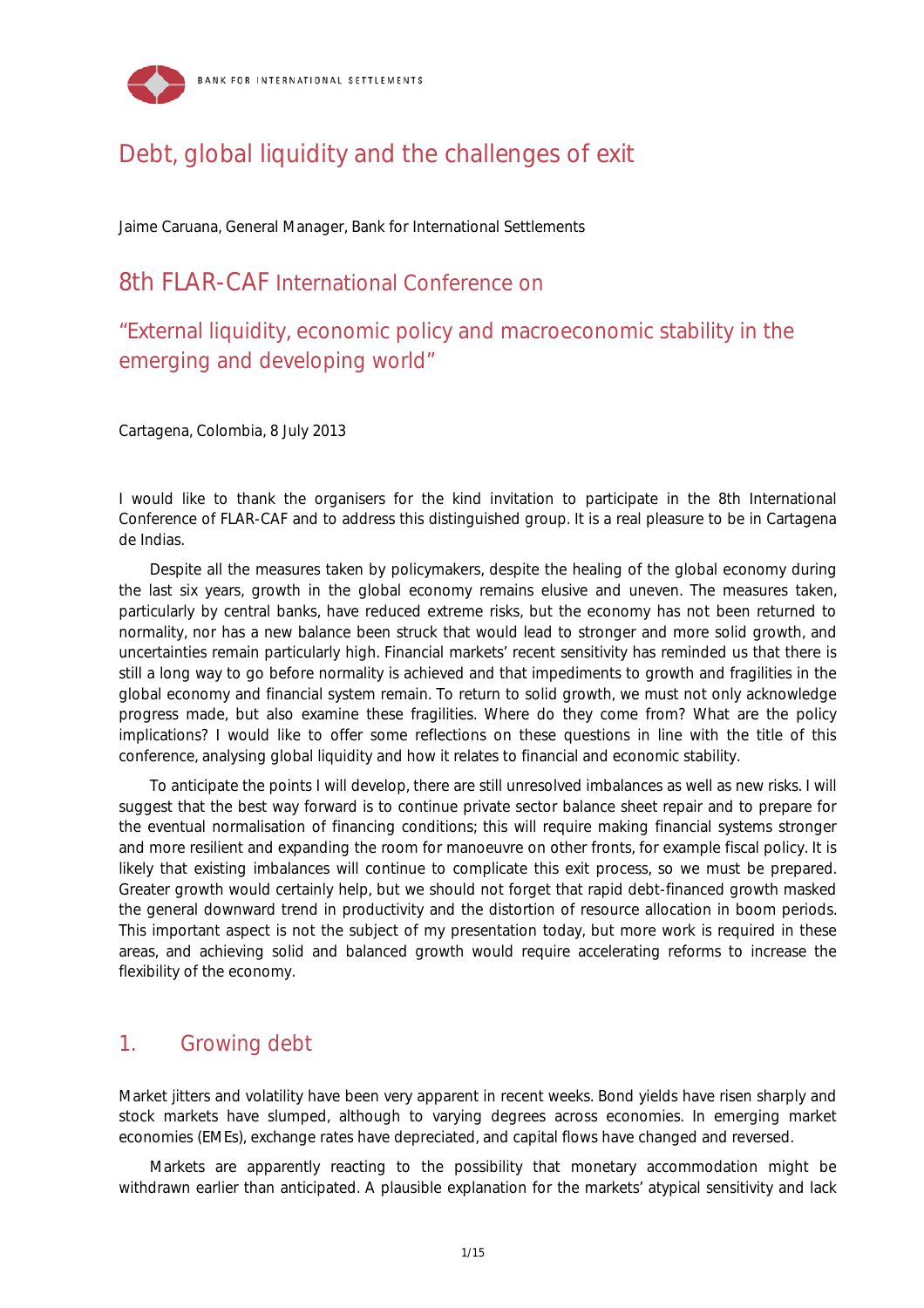# Debt, global liquidity and the challenges of exit

Jaime Caruana, General Manager, Bank for International Settlements

## 8th FLAR-CAF International Conference on

## "External liquidity, economic policy and macroeconomic stability in the emerging and developing world"

Cartagena, Colombia, 8 July 2013

I would like to thank the organisers for the kind invitation to participate in the 8th International Conference of FLAR-CAF and to address this distinguished group. It is a real pleasure to be in Cartagena de Indias.

Despite all the measures taken by policymakers, despite the healing of the global economy during the last six years, growth in the global economy remains elusive and uneven. The measures taken, particularly by central banks, have reduced extreme risks, but the economy has not been returned to normality, nor has a new balance been struck that would lead to stronger and more solid growth, and uncertainties remain particularly high. Financial markets' recent sensitivity has reminded us that there is still a long way to go before normality is achieved and that impediments to growth and fragilities in the global economy and financial system remain. To return to solid growth, we must not only acknowledge progress made, but also examine these fragilities. Where do they come from? What are the policy implications? I would like to offer some reflections on these questions in line with the title of this conference, analysing global liquidity and how it relates to financial and economic stability.

To anticipate the points I will develop, there are still unresolved imbalances as well as new risks. I will suggest that the best way forward is to continue private sector balance sheet repair and to prepare for the eventual normalisation of financing conditions; this will require making financial systems stronger and more resilient and expanding the room for manoeuvre on other fronts, for example fiscal policy. It is likely that existing imbalances will continue to complicate this exit process, so we must be prepared. Greater growth would certainly help, but we should not forget that rapid debt-financed growth masked the general downward trend in productivity and the distortion of resource allocation in boom periods. This important aspect is not the subject of my presentation today, but more work is required in these areas, and achieving solid and balanced growth would require accelerating reforms to increase the flexibility of the economy.

## 1. Growing debt

Market jitters and volatility have been very apparent in recent weeks. Bond yields have risen sharply and stock markets have slumped, although to varying degrees across economies. In emerging market economies (EMEs), exchange rates have depreciated, and capital flows have changed and reversed.

Markets are apparently reacting to the possibility that monetary accommodation might be withdrawn earlier than anticipated. A plausible explanation for the markets' atypical sensitivity and lack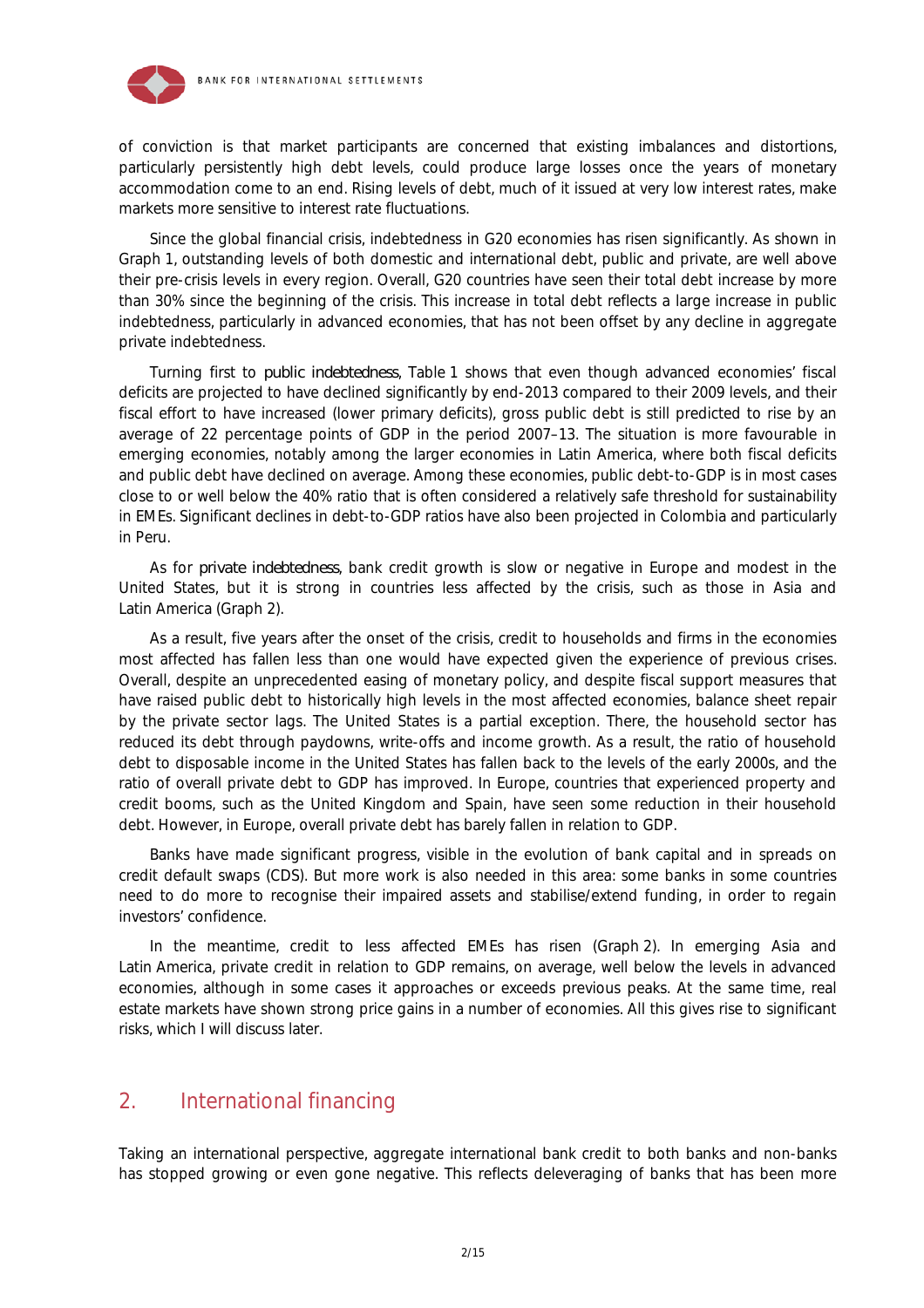of conviction is that market participants are concerned that existing imbalances and distortions, particularly persistently high debt levels, could produce large losses once the years of monetary accommodation come to an end. Rising levels of debt, much of it issued at very low interest rates, make markets more sensitive to interest rate fluctuations.

Since the global financial crisis, indebtedness in G20 economies has risen significantly. As shown in Graph 1, outstanding levels of both domestic and international debt, public and private, are well above their pre-crisis levels in every region. Overall, G20 countries have seen their total debt increase by more than 30% since the beginning of the crisis. This increase in total debt reflects a large increase in public indebtedness, particularly in advanced economies, that has not been offset by any decline in aggregate private indebtedness.

Turning first to *public indebtedness*, Table 1 shows that even though advanced economies' fiscal deficits are projected to have declined significantly by end-2013 compared to their 2009 levels, and their fiscal effort to have increased (lower primary deficits), gross public debt is still predicted to rise by an average of 22 percentage points of GDP in the period 2007–13. The situation is more favourable in emerging economies, notably among the larger economies in Latin America, where both fiscal deficits and public debt have declined on average. Among these economies, public debt-to-GDP is in most cases close to or well below the 40% ratio that is often considered a relatively safe threshold for sustainability in EMEs. Significant declines in debt-to-GDP ratios have also been projected in Colombia and particularly in Peru.

As for *private indebtedness*, bank credit growth is slow or negative in Europe and modest in the United States, but it is strong in countries less affected by the crisis, such as those in Asia and Latin America (Graph 2).

As a result, five years after the onset of the crisis, credit to households and firms in the economies most affected has fallen less than one would have expected given the experience of previous crises. Overall, despite an unprecedented easing of monetary policy, and despite fiscal support measures that have raised public debt to historically high levels in the most affected economies, balance sheet repair by the private sector lags. The United States is a partial exception. There, the household sector has reduced its debt through paydowns, write-offs and income growth. As a result, the ratio of household debt to disposable income in the United States has fallen back to the levels of the early 2000s, and the ratio of overall private debt to GDP has improved. In Europe, countries that experienced property and credit booms, such as the United Kingdom and Spain, have seen some reduction in their household debt. However, in Europe, overall private debt has barely fallen in relation to GDP.

Banks have made significant progress, visible in the evolution of bank capital and in spreads on credit default swaps (CDS). But more work is also needed in this area: some banks in some countries need to do more to recognise their impaired assets and stabilise/extend funding, in order to regain investors' confidence.

In the meantime, credit to less affected EMEs has risen (Graph 2). In emerging Asia and Latin America, private credit in relation to GDP remains, on average, well below the levels in advanced economies, although in some cases it approaches or exceeds previous peaks. At the same time, real estate markets have shown strong price gains in a number of economies. All this gives rise to significant risks, which I will discuss later.

## 2. International financing

Taking an international perspective, aggregate international bank credit to both banks and non-banks has stopped growing or even gone negative. This reflects deleveraging of banks that has been more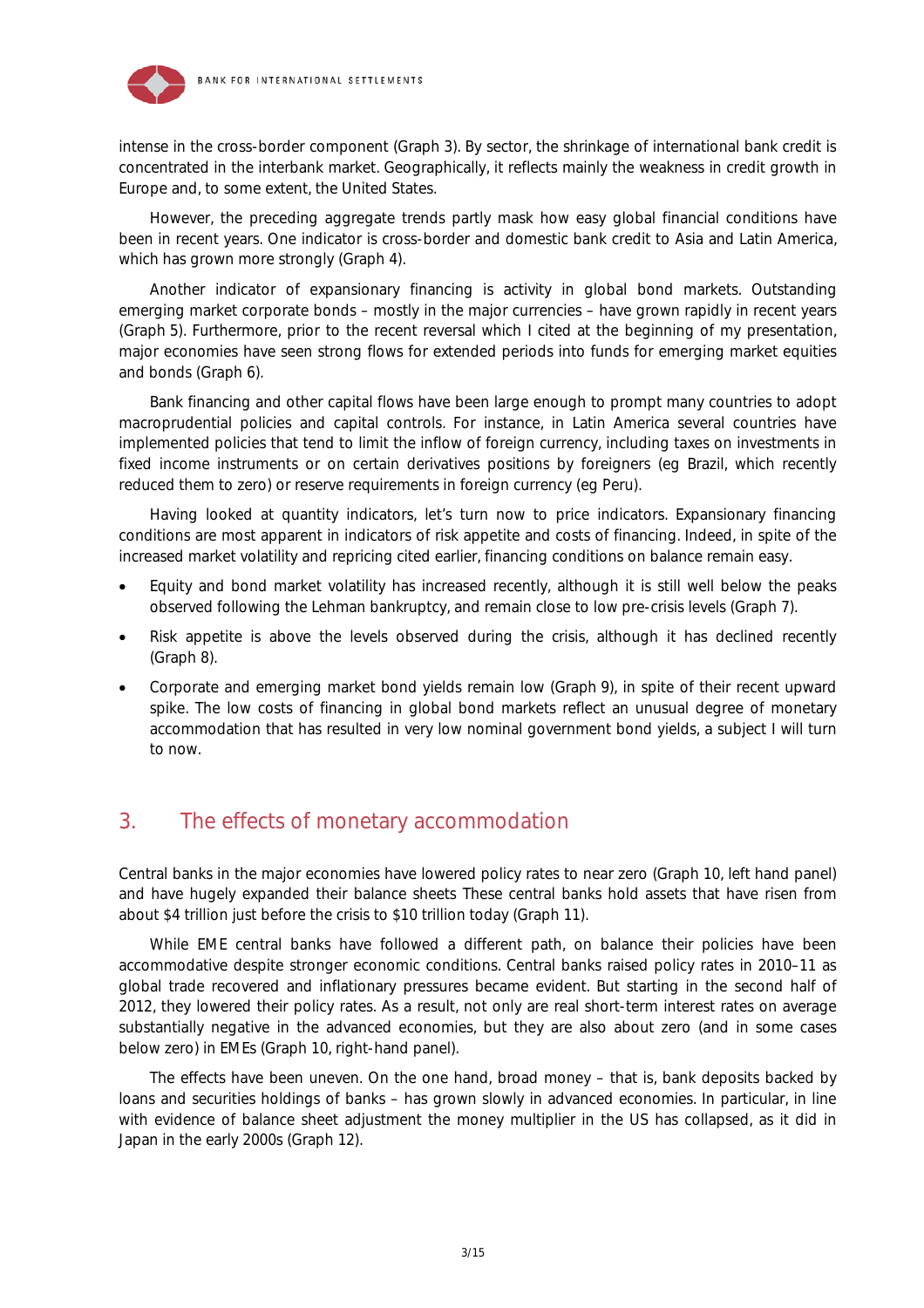intense in the cross-border component (Graph 3). By sector, the shrinkage of international bank credit is concentrated in the interbank market. Geographically, it reflects mainly the weakness in credit growth in Europe and, to some extent, the United States.

However, the preceding aggregate trends partly mask how easy global financial conditions have been in recent years. One indicator is cross-border and domestic bank credit to Asia and Latin America, which has grown more strongly (Graph 4).

Another indicator of expansionary financing is activity in global bond markets. Outstanding emerging market corporate bonds – mostly in the major currencies – have grown rapidly in recent years (Graph 5). Furthermore, prior to the recent reversal which I cited at the beginning of my presentation, major economies have seen strong flows for extended periods into funds for emerging market equities and bonds (Graph 6).

Bank financing and other capital flows have been large enough to prompt many countries to adopt macroprudential policies and capital controls. For instance, in Latin America several countries have implemented policies that tend to limit the inflow of foreign currency, including taxes on investments in fixed income instruments or on certain derivatives positions by foreigners (eg Brazil, which recently reduced them to zero) or reserve requirements in foreign currency (eg Peru).

Having looked at quantity indicators, let's turn now to price indicators. Expansionary financing conditions are most apparent in indicators of risk appetite and costs of financing. Indeed, in spite of the increased market volatility and repricing cited earlier, financing conditions on balance remain easy.

- Equity and bond market volatility has increased recently, although it is still well below the peaks observed following the Lehman bankruptcy, and remain close to low pre-crisis levels (Graph 7).
- Risk appetite is above the levels observed during the crisis, although it has declined recently (Graph 8).
- Corporate and emerging market bond yields remain low (Graph 9), in spite of their recent upward spike. The low costs of financing in global bond markets reflect an unusual degree of monetary accommodation that has resulted in very low nominal government bond yields, a subject I will turn to now.

## 3. The effects of monetary accommodation

Central banks in the major economies have lowered policy rates to near zero (Graph 10, left hand panel) and have hugely expanded their balance sheets These central banks hold assets that have risen from about $4 trillion just before the crisis to $10 trillion today (Graph 11).

While EME central banks have followed a different path, on balance their policies have been accommodative despite stronger economic conditions. Central banks raised policy rates in 2010–11 as global trade recovered and inflationary pressures became evident. But starting in the second half of 2012, they lowered their policy rates. As a result, not only are real short-term interest rates on average substantially negative in the advanced economies, but they are also about zero (and in some cases below zero) in EMEs (Graph 10, right-hand panel).

The effects have been uneven. On the one hand, broad money – that is, bank deposits backed by loans and securities holdings of banks – has grown slowly in advanced economies. In particular, in line with evidence of balance sheet adjustment the money multiplier in the US has collapsed, as it did in Japan in the early 2000s (Graph 12).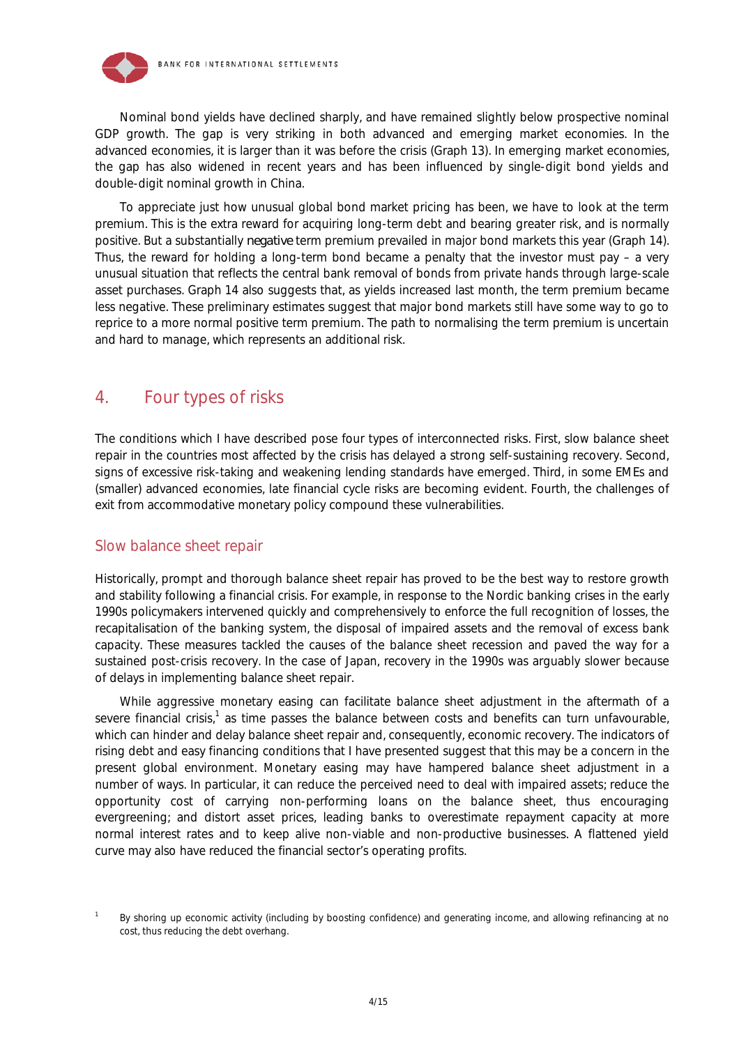Nominal bond yields have declined sharply, and have remained slightly below prospective nominal GDP growth. The gap is very striking in both advanced and emerging market economies. In the advanced economies, it is larger than it was before the crisis (Graph 13). In emerging market economies, the gap has also widened in recent years and has been influenced by single-digit bond yields and double-digit nominal growth in China.

To appreciate just how unusual global bond market pricing has been, we have to look at the term premium. This is the extra reward for acquiring long-term debt and bearing greater risk, and is normally positive. But a substantially *negative* term premium prevailed in major bond markets this year (Graph 14). Thus, the reward for holding a long-term bond became a penalty that the investor must pay – a very unusual situation that reflects the central bank removal of bonds from private hands through large-scale asset purchases. Graph 14 also suggests that, as yields increased last month, the term premium became less negative. These preliminary estimates suggest that major bond markets still have some way to go to reprice to a more normal positive term premium. The path to normalising the term premium is uncertain and hard to manage, which represents an additional risk.

## 4. Four types of risks

The conditions which I have described pose four types of interconnected risks. First, slow balance sheet repair in the countries most affected by the crisis has delayed a strong self-sustaining recovery. Second, signs of excessive risk-taking and weakening lending standards have emerged. Third, in some EMEs and (smaller) advanced economies, late financial cycle risks are becoming evident. Fourth, the challenges of exit from accommodative monetary policy compound these vulnerabilities.

### Slow balance sheet repair

Historically, prompt and thorough balance sheet repair has proved to be the best way to restore growth and stability following a financial crisis. For example, in response to the Nordic banking crises in the early 1990s policymakers intervened quickly and comprehensively to enforce the full recognition of losses, the recapitalisation of the banking system, the disposal of impaired assets and the removal of excess bank capacity. These measures tackled the causes of the balance sheet recession and paved the way for a sustained post-crisis recovery. In the case of Japan, recovery in the 1990s was arguably slower because of delays in implementing balance sheet repair.

While aggressive monetary easing can facilitate balance sheet adjustment in the aftermath of a severe financial crisis,[1] as time passes the balance between costs and benefits can turn unfavourable, which can hinder and delay balance sheet repair and, consequently, economic recovery. The indicators of rising debt and easy financing conditions that I have presented suggest that this may be a concern in the present global environment. Monetary easing may have hampered balance sheet adjustment in a number of ways. In particular, it can reduce the perceived need to deal with impaired assets; reduce the opportunity cost of carrying non-performing loans on the balance sheet, thus encouraging evergreening; and distort asset prices, leading banks to overestimate repayment capacity at more normal interest rates and to keep alive non-viable and non-productive businesses. A flattened yield curve may also have reduced the financial sector's operating profits.

[1] By shoring up economic activity (including by boosting confidence) and generating income, and allowing refinancing at no cost, thus reducing the debt overhang.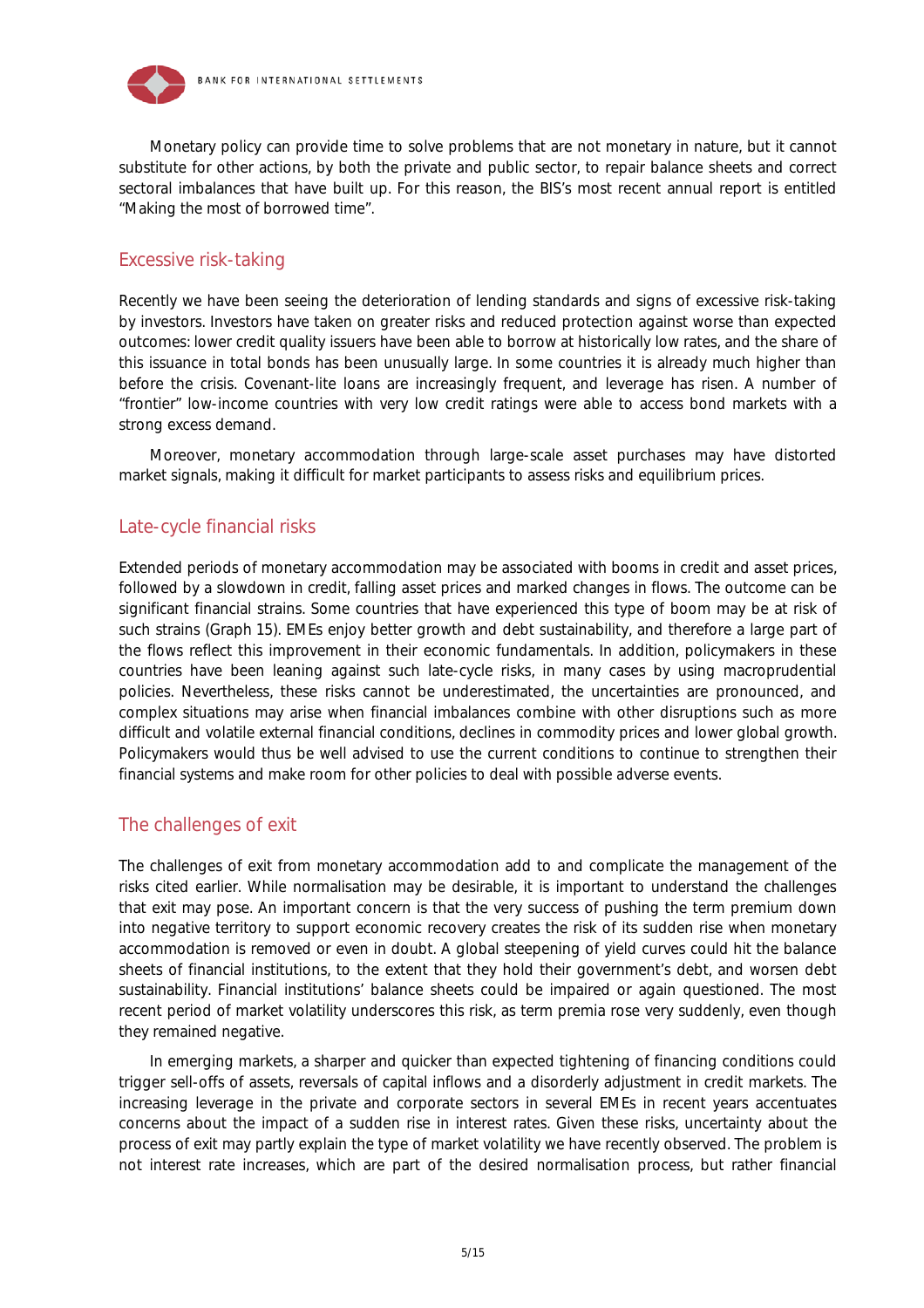Monetary policy can provide time to solve problems that are not monetary in nature, but it cannot substitute for other actions, by both the private and public sector, to repair balance sheets and correct sectoral imbalances that have built up. For this reason, the BIS's most recent annual report is entitled "Making the most of borrowed time".

## Excessive risk-taking

Recently we have been seeing the deterioration of lending standards and signs of excessive risk-taking by investors. Investors have taken on greater risks and reduced protection against worse than expected outcomes: lower credit quality issuers have been able to borrow at historically low rates, and the share of this issuance in total bonds has been unusually large. In some countries it is already much higher than before the crisis. Covenant-lite loans are increasingly frequent, and leverage has risen. A number of "frontier" low-income countries with very low credit ratings were able to access bond markets with a strong excess demand.

Moreover, monetary accommodation through large-scale asset purchases may have distorted market signals, making it difficult for market participants to assess risks and equilibrium prices.

## Late-cycle financial risks

Extended periods of monetary accommodation may be associated with booms in credit and asset prices, followed by a slowdown in credit, falling asset prices and marked changes in flows. The outcome can be significant financial strains. Some countries that have experienced this type of boom may be at risk of such strains (Graph 15). EMEs enjoy better growth and debt sustainability, and therefore a large part of the flows reflect this improvement in their economic fundamentals. In addition, policymakers in these countries have been leaning against such late-cycle risks, in many cases by using macroprudential policies. Nevertheless, these risks cannot be underestimated, the uncertainties are pronounced, and complex situations may arise when financial imbalances combine with other disruptions such as more difficult and volatile external financial conditions, declines in commodity prices and lower global growth. Policymakers would thus be well advised to use the current conditions to continue to strengthen their financial systems and make room for other policies to deal with possible adverse events.

## The challenges of exit

The challenges of exit from monetary accommodation add to and complicate the management of the risks cited earlier. While normalisation may be desirable, it is important to understand the challenges that exit may pose. An important concern is that the very success of pushing the term premium down into negative territory to support economic recovery creates the risk of its sudden rise when monetary accommodation is removed or even in doubt. A global steepening of yield curves could hit the balance sheets of financial institutions, to the extent that they hold their government's debt, and worsen debt sustainability. Financial institutions' balance sheets could be impaired or again questioned. The most recent period of market volatility underscores this risk, as term premia rose very suddenly, even though they remained negative.

In emerging markets, a sharper and quicker than expected tightening of financing conditions could trigger sell-offs of assets, reversals of capital inflows and a disorderly adjustment in credit markets. The increasing leverage in the private and corporate sectors in several EMEs in recent years accentuates concerns about the impact of a sudden rise in interest rates. Given these risks, uncertainty about the process of exit may partly explain the type of market volatility we have recently observed. The problem is not interest rate increases, which are part of the desired normalisation process, but rather financial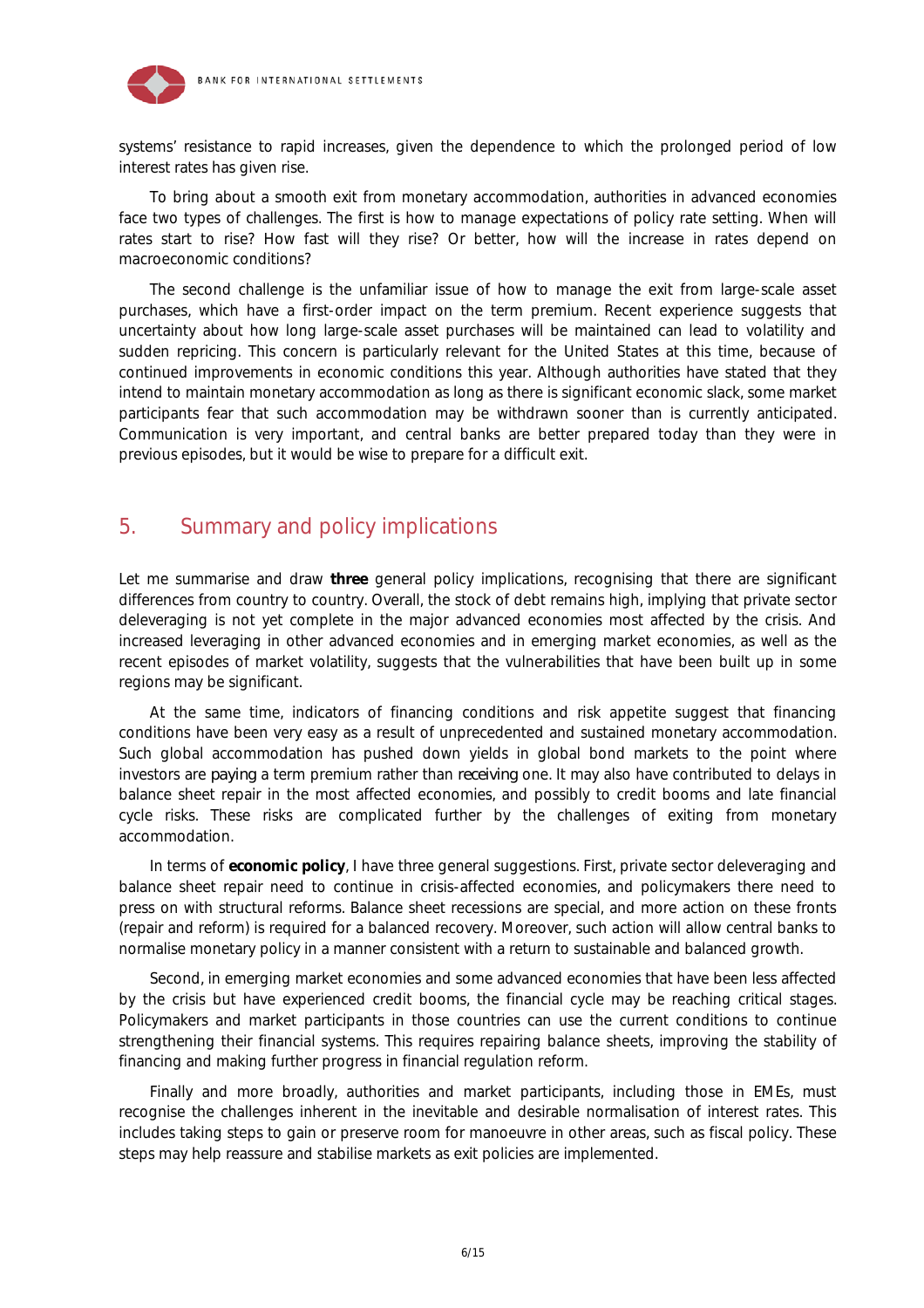systems' resistance to rapid increases, given the dependence to which the prolonged period of low interest rates has given rise.

To bring about a smooth exit from monetary accommodation, authorities in advanced economies face two types of challenges. The first is how to manage expectations of policy rate setting. When will rates start to rise? How fast will they rise? Or better, how will the increase in rates depend on macroeconomic conditions?

The second challenge is the unfamiliar issue of how to manage the exit from large-scale asset purchases, which have a first-order impact on the term premium. Recent experience suggests that uncertainty about how long large-scale asset purchases will be maintained can lead to volatility and sudden repricing. This concern is particularly relevant for the United States at this time, because of continued improvements in economic conditions this year. Although authorities have stated that they intend to maintain monetary accommodation as long as there is significant economic slack, some market participants fear that such accommodation may be withdrawn sooner than is currently anticipated. Communication is very important, and central banks are better prepared today than they were in previous episodes, but it would be wise to prepare for a difficult exit.

## 5. Summary and policy implications

Let me summarise and draw **three** general policy implications, recognising that there are significant differences from country to country. Overall, the stock of debt remains high, implying that private sector deleveraging is not yet complete in the major advanced economies most affected by the crisis. And increased leveraging in other advanced economies and in emerging market economies, as well as the recent episodes of market volatility, suggests that the vulnerabilities that have been built up in some regions may be significant.

At the same time, indicators of financing conditions and risk appetite suggest that financing conditions have been very easy as a result of unprecedented and sustained monetary accommodation. Such global accommodation has pushed down yields in global bond markets to the point where investors are *paying* a term premium rather than *receiving* one. It may also have contributed to delays in balance sheet repair in the most affected economies, and possibly to credit booms and late financial cycle risks. These risks are complicated further by the challenges of exiting from monetary accommodation.

In terms of **economic policy**, I have three general suggestions. First, private sector deleveraging and balance sheet repair need to continue in crisis-affected economies, and policymakers there need to press on with structural reforms. Balance sheet recessions are special, and more action on these fronts (repair and reform) is required for a balanced recovery. Moreover, such action will allow central banks to normalise monetary policy in a manner consistent with a return to sustainable and balanced growth.

Second, in emerging market economies and some advanced economies that have been less affected by the crisis but have experienced credit booms, the financial cycle may be reaching critical stages. Policymakers and market participants in those countries can use the current conditions to continue strengthening their financial systems. This requires repairing balance sheets, improving the stability of financing and making further progress in financial regulation reform.

Finally and more broadly, authorities and market participants, including those in EMEs, must recognise the challenges inherent in the inevitable and desirable normalisation of interest rates. This includes taking steps to gain or preserve room for manoeuvre in other areas, such as fiscal policy. These steps may help reassure and stabilise markets as exit policies are implemented.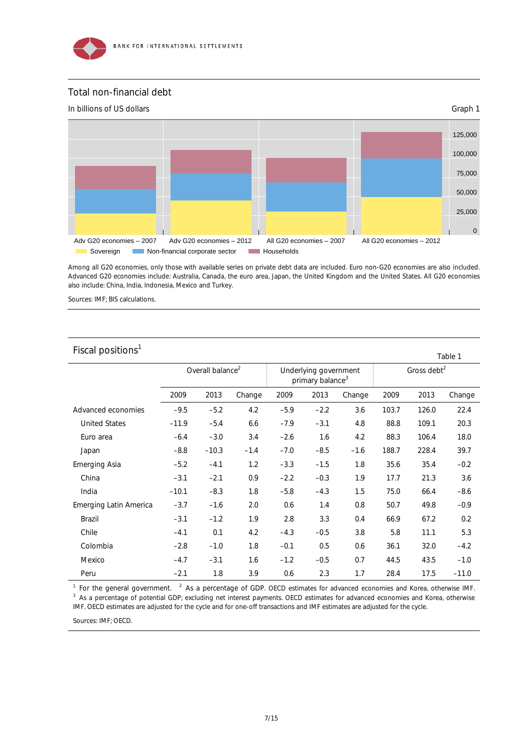## Total non-financial debt

In billions of US dollars

Graph 1

125,000
100,000
75,000
50,000
25,000
0

Adv G20 economies – 2007 | Adv G20 economies – 2012 | All G20 economies – 2007 | All G20 economies – 2012

Sovereign | Non-financial corporate sector | Households

Among all G20 economies, only those with available series on private debt data are included. Euro non-G20 economies are also included. Advanced G20 economies include: Australia, Canada, the euro area, Japan, the United Kingdom and the United States. All G20 economies also include: China, India, Indonesia, Mexico and Turkey.

Sources: IMF; BIS calculations.

## Fiscal positions[1]

Table 1

| | Overall balance[2] | | | Underlying government primary balance[3] | | | Gross debt[2] | | |
|---|---|---|---|---|---|---|---|---|---|
| | 2009 | 2013 | Change | 2009 | 2013 | Change | 2009 | 2013 | Change |
| Advanced economies | –9.5 | –5.2 | 4.2 | –5.9 | –2.2 | 3.6 | 103.7 | 126.0 | 22.4 |
| United States | –11.9 | –5.4 | 6.6 | –7.9 | –3.1 | 4.8 | 88.8 | 109.1 | 20.3 |
| Euro area | –6.4 | –3.0 | 3.4 | –2.6 | 1.6 | 4.2 | 88.3 | 106.4 | 18.0 |
| Japan | –8.8 | –10.3 | –1.4 | –7.0 | –8.5 | –1.6 | 188.7 | 228.4 | 39.7 |
| Emerging Asia | –5.2 | –4.1 | 1.2 | –3.3 | –1.5 | 1.8 | 35.6 | 35.4 | –0.2 |
| China | –3.1 | –2.1 | 0.9 | –2.2 | –0.3 | 1.9 | 17.7 | 21.3 | 3.6 |
| India | –10.1 | –8.3 | 1.8 | –5.8 | –4.3 | 1.5 | 75.0 | 66.4 | –8.6 |
| Emerging Latin America | –3.7 | –1.6 | 2.0 | 0.6 | 1.4 | 0.8 | 50.7 | 49.8 | –0.9 |
| Brazil | –3.1 | –1.2 | 1.9 | 2.8 | 3.3 | 0.4 | 66.9 | 67.2 | 0.2 |
| Chile | –4.1 | 0.1 | 4.2 | –4.3 | –0.5 | 3.8 | 5.8 | 11.1 | 5.3 |
| Colombia | –2.8 | –1.0 | 1.8 | –0.1 | 0.5 | 0.6 | 36.1 | 32.0 | –4.2 |
| Mexico | –4.7 | –3.1 | 1.6 | –1.2 | –0.5 | 0.7 | 44.5 | 43.5 | –1.0 |
| Peru | –2.1 | 1.8 | 3.9 | 0.6 | 2.3 | 1.7 | 28.4 | 17.5 | –11.0 |

[1] For the general government. [2] As a percentage of GDP. OECD estimates for advanced economies and Korea, otherwise IMF. [3] As a percentage of potential GDP; excluding net interest payments. OECD estimates for advanced economies and Korea, otherwise IMF. OECD estimates are adjusted for the cycle and for one-off transactions and IMF estimates are adjusted for the cycle.

Sources: IMF; OECD.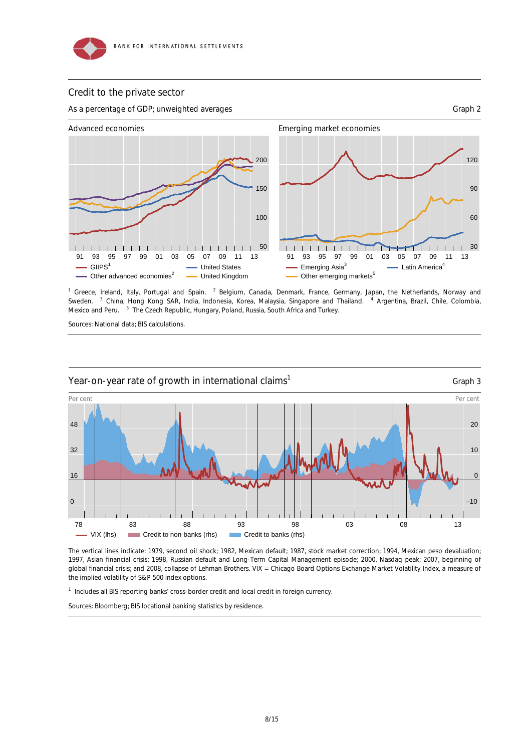## Credit to the private sector

As a percentage of GDP; unweighted averages

Graph 2

Advanced economies

Emerging market economies

[1] Greece, Ireland, Italy, Portugal and Spain. [2] Belgium, Canada, Denmark, France, Germany, Japan, the Netherlands, Norway and Sweden. [3] China, Hong Kong SAR, India, Indonesia, Korea, Malaysia, Singapore and Thailand. [4] Argentina, Brazil, Chile, Colombia, Mexico and Peru. [5] The Czech Republic, Hungary, Poland, Russia, South Africa and Turkey.

Sources: National data; BIS calculations.

## Year-on-year rate of growth in international claims[1]

Graph 3

The vertical lines indicate: 1979, second oil shock; 1982, Mexican default; 1987, stock market correction; 1994, Mexican peso devaluation; 1997, Asian financial crisis; 1998, Russian default and Long-Term Capital Management episode; 2000, Nasdaq peak; 2007, beginning of global financial crisis; and 2008, collapse of Lehman Brothers. VIX = Chicago Board Options Exchange Market Volatility Index, a measure of the implied volatility of S&P 500 index options.

[1] Includes all BIS reporting banks' cross-border credit and local credit in foreign currency.

Sources: Bloomberg; BIS locational banking statistics by residence.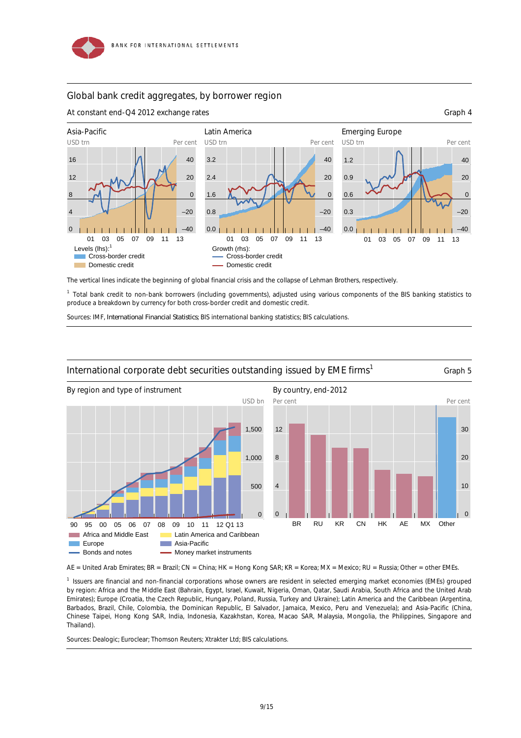## Global bank credit aggregates, by borrower region

At constant end-Q4 2012 exchange rates

Graph 4

Asia-Pacific | Latin America | Emerging Europe

Levels (lhs):[1]
- Cross-border credit
- Domestic credit

Growth (rhs):
- Cross-border credit
- Domestic credit

The vertical lines indicate the beginning of global financial crisis and the collapse of Lehman Brothers, respectively.

[1] Total bank credit to non-bank borrowers (including governments), adjusted using various components of the BIS banking statistics to produce a breakdown by currency for both cross-border credit and domestic credit.

Sources: IMF, *International Financial Statistics*; BIS international banking statistics; BIS calculations.

## International corporate debt securities outstanding issued by EME firms[1]

Graph 5

By region and type of instrument | By country, end-2012

- Africa and Middle East
- Europe
- Bonds and notes
- Latin America and Caribbean
- Asia-Pacific
- Money market instruments

AE = United Arab Emirates; BR = Brazil; CN = China; HK = Hong Kong SAR; KR = Korea; MX = Mexico; RU = Russia; Other = other EMEs.

[1] Issuers are financial and non-financial corporations whose owners are resident in selected emerging market economies (EMEs) grouped by region: Africa and the Middle East (Bahrain, Egypt, Israel, Kuwait, Nigeria, Oman, Qatar, Saudi Arabia, South Africa and the United Arab Emirates); Europe (Croatia, the Czech Republic, Hungary, Poland, Russia, Turkey and Ukraine); Latin America and the Caribbean (Argentina, Barbados, Brazil, Chile, Colombia, the Dominican Republic, El Salvador, Jamaica, Mexico, Peru and Venezuela); and Asia-Pacific (China, Chinese Taipei, Hong Kong SAR, India, Indonesia, Kazakhstan, Korea, Macao SAR, Malaysia, Mongolia, the Philippines, Singapore and Thailand).

Sources: Dealogic; Euroclear; Thomson Reuters; Xtrakter Ltd; BIS calculations.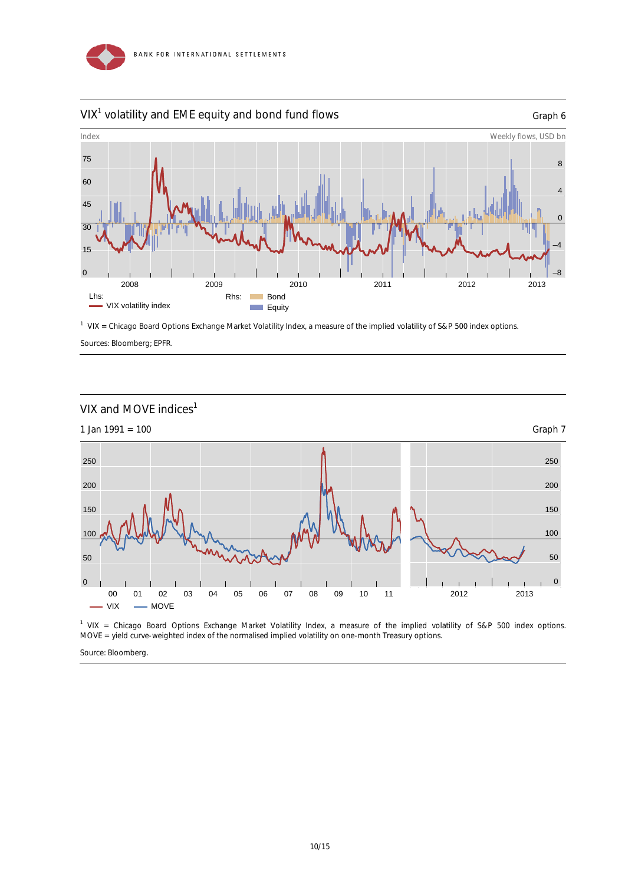## VIX[1] volatility and EME equity and bond fund flows

Graph 6

Index | Weekly flows, USD bn

Lhs: VIX volatility index

Rhs: Bond; Equity

[1] VIX = Chicago Board Options Exchange Market Volatility Index, a measure of the implied volatility of S&P 500 index options.

Sources: Bloomberg; EPFR.

## VIX and MOVE indices[1]

1 Jan 1991 = 100

Graph 7

VIX; MOVE

[1] VIX = Chicago Board Options Exchange Market Volatility Index, a measure of the implied volatility of S&P 500 index options. MOVE = yield curve-weighted index of the normalised implied volatility on one-month Treasury options.

Source: Bloomberg.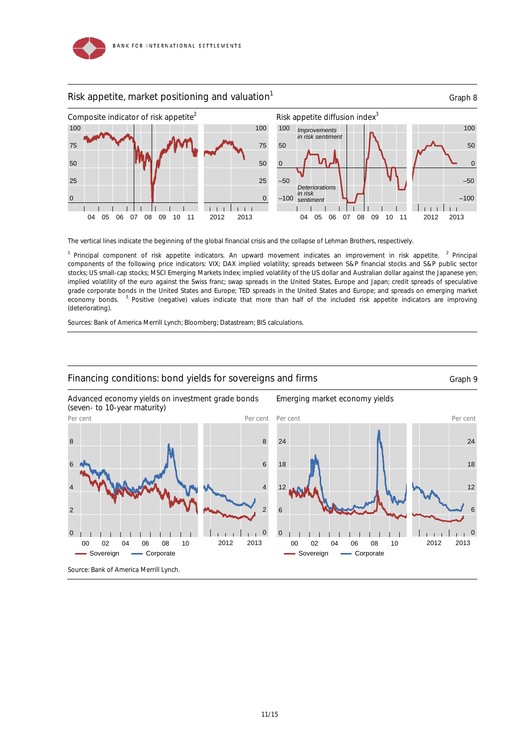## Risk appetite, market positioning and valuation[1]

Graph 8

Composite indicator of risk appetite[2]

Risk appetite diffusion index[3]

The vertical lines indicate the beginning of the global financial crisis and the collapse of Lehman Brothers, respectively.

[1] Principal component of risk appetite indicators. An upward movement indicates an improvement in risk appetite. [2] Principal components of the following price indicators: VIX; DAX implied volatility; spreads between S&P financial stocks and S&P public sector stocks; US small-cap stocks; MSCI Emerging Markets Index; implied volatility of the US dollar and Australian dollar against the Japanese yen; implied volatility of the euro against the Swiss franc; swap spreads in the United States, Europe and Japan; credit spreads of speculative grade corporate bonds in the United States and Europe; TED spreads in the United States and Europe; and spreads on emerging market economy bonds. [3] Positive (negative) values indicate that more than half of the included risk appetite indicators are improving (deteriorating).

Sources: Bank of America Merrill Lynch; Bloomberg; Datastream; BIS calculations.

## Financing conditions: bond yields for sovereigns and firms

Graph 9

Advanced economy yields on investment grade bonds (seven- to 10-year maturity)

Emerging market economy yields

Source: Bank of America Merrill Lynch.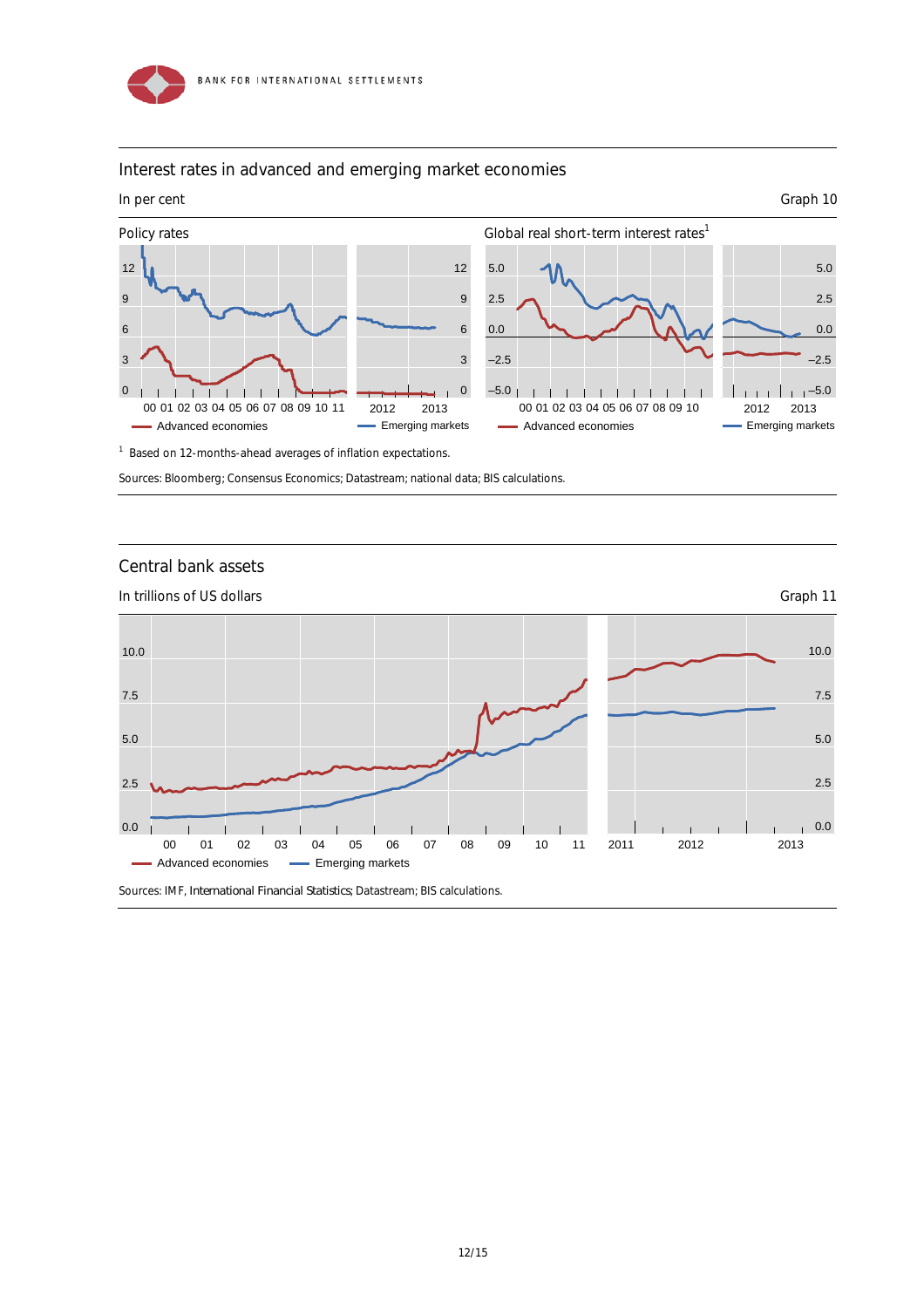## Interest rates in advanced and emerging market economies

In per cent

Graph 10

Policy rates

Global real short-term interest rates[1]

Advanced economies — Emerging markets

[1] Based on 12-months-ahead averages of inflation expectations.

Sources: Bloomberg; Consensus Economics; Datastream; national data; BIS calculations.

## Central bank assets

In trillions of US dollars

Graph 11

Advanced economies — Emerging markets

Sources: IMF, International Financial Statistics; Datastream; BIS calculations.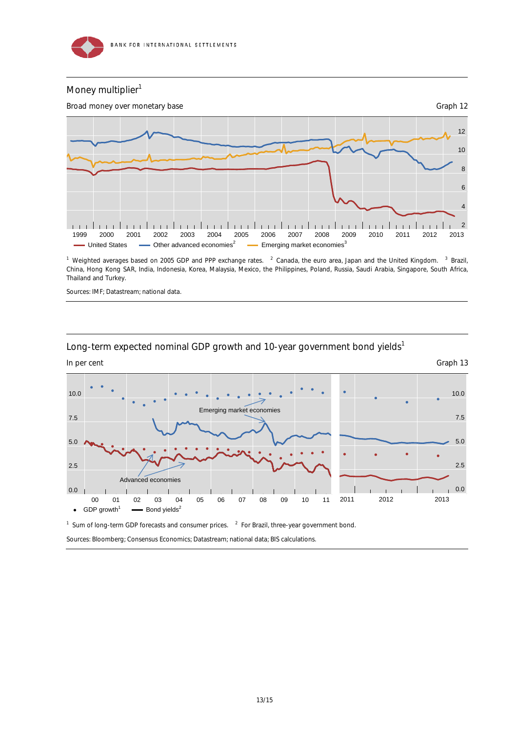## Money multiplier[1]

Broad money over monetary base

Graph 12

United States — Other advanced economies[2] — Emerging market economies[3]

[1] Weighted averages based on 2005 GDP and PPP exchange rates. [2] Canada, the euro area, Japan and the United Kingdom. [3] Brazil, China, Hong Kong SAR, India, Indonesia, Korea, Malaysia, Mexico, the Philippines, Poland, Russia, Saudi Arabia, Singapore, South Africa, Thailand and Turkey.

Sources: IMF; Datastream; national data.

## Long-term expected nominal GDP growth and 10-year government bond yields[1]

In per cent

Graph 13

Emerging market economies — Advanced economies

• GDP growth[1] — Bond yields[2]

[1] Sum of long-term GDP forecasts and consumer prices. [2] For Brazil, three-year government bond.

Sources: Bloomberg; Consensus Economics; Datastream; national data; BIS calculations.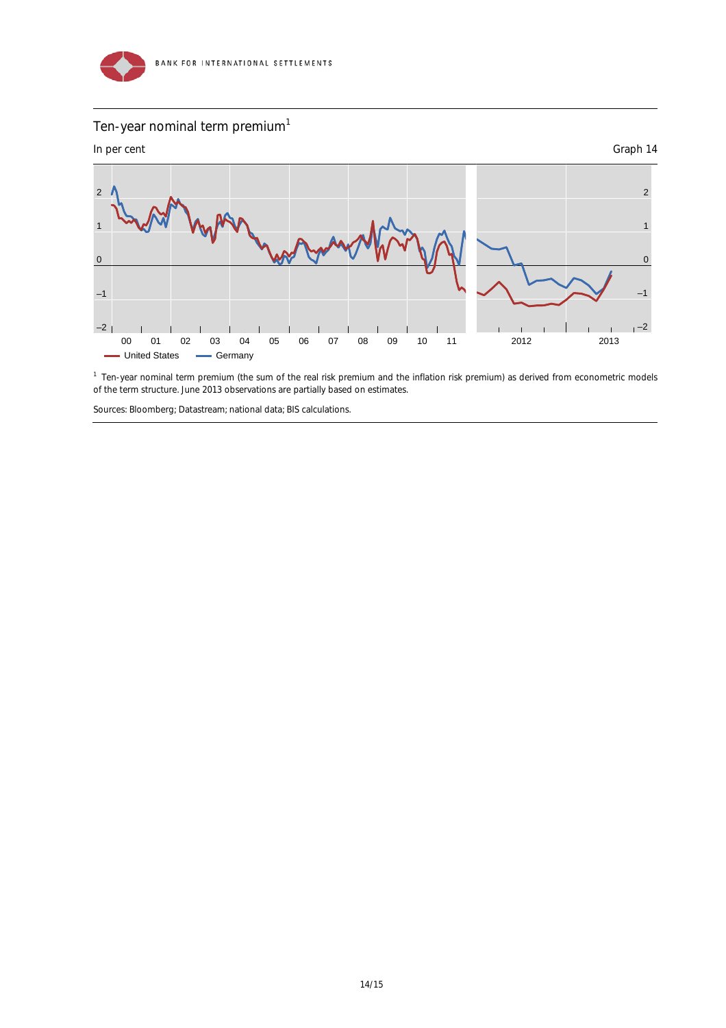## Ten-year nominal term premium[1]

In per cent — Graph 14

United States — Germany

[1] Ten-year nominal term premium (the sum of the real risk premium and the inflation risk premium) as derived from econometric models of the term structure. June 2013 observations are partially based on estimates.

Sources: Bloomberg; Datastream; national data; BIS calculations.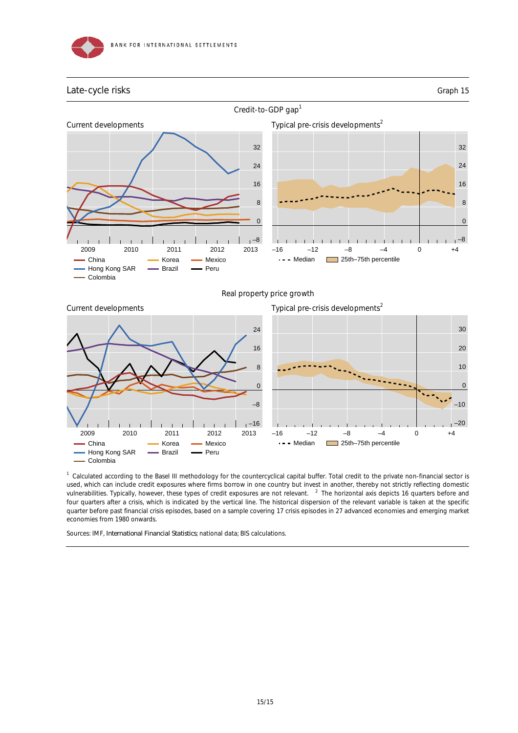## Late-cycle risks

Graph 15

Credit-to-GDP gap[1]

Current developments

32
24
16
8
0
–8

2009 2010 2011 2012 2013

China
Hong Kong SAR
Colombia
Korea
Brazil
Mexico
Peru

Typical pre-crisis developments[2]

32
24
16
8
0
–8

–16 –12 –8 –4 0 +4

Median
25th–75th percentile

Real property price growth

Current developments

24
16
8
0
–8
–16

2009 2010 2011 2012 2013

China
Hong Kong SAR
Colombia
Korea
Brazil
Mexico
Peru

Typical pre-crisis developments[2]

30
20
10
0
–10
–20

–16 –12 –8 –4 0 +4

Median
25th–75th percentile

[1] Calculated according to the Basel III methodology for the countercyclical capital buffer. Total credit to the private non-financial sector is used, which can include credit exposures where firms borrow in one country but invest in another, thereby not strictly reflecting domestic vulnerabilities. Typically, however, these types of credit exposures are not relevant. [2] The horizontal axis depicts 16 quarters before and four quarters after a crisis, which is indicated by the vertical line. The historical dispersion of the relevant variable is taken at the specific quarter before past financial crisis episodes, based on a sample covering 17 crisis episodes in 27 advanced economies and emerging market economies from 1980 onwards.

Sources: IMF, *International Financial Statistics*; national data; BIS calculations.